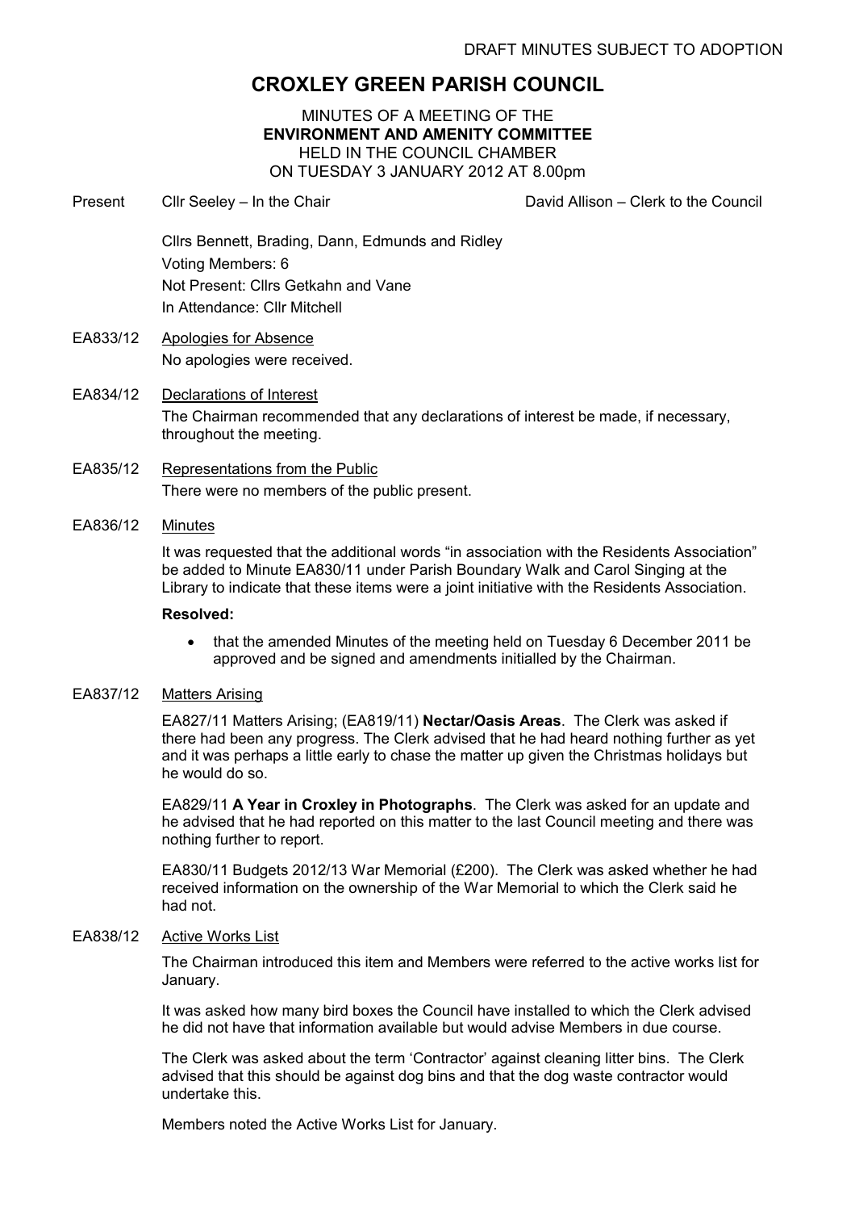DRAFT MINUTES SUBJECT TO ADOPTION

# CROXLEY GREEN PARISH COUNCIL

MINUTES OF A MEETING OF THE
**ENVIRONMENT AND AMENITY COMMITTEE**
HELD IN THE COUNCIL CHAMBER
ON TUESDAY 3 JANUARY 2012 AT 8.00pm

Present Cllr Seeley – In the Chair David Allison – Clerk to the Council

Cllrs Bennett, Brading, Dann, Edmunds and Ridley
Voting Members: 6
Not Present: Cllrs Getkahn and Vane
In Attendance: Cllr Mitchell

EA833/12 Apologies for Absence

No apologies were received.

EA834/12 Declarations of Interest

The Chairman recommended that any declarations of interest be made, if necessary, throughout the meeting.

EA835/12 Representations from the Public

There were no members of the public present.

EA836/12 Minutes

It was requested that the additional words "in association with the Residents Association" be added to Minute EA830/11 under Parish Boundary Walk and Carol Singing at the Library to indicate that these items were a joint initiative with the Residents Association.

**Resolved:**

- that the amended Minutes of the meeting held on Tuesday 6 December 2011 be approved and be signed and amendments initialled by the Chairman.

EA837/12 Matters Arising

EA827/11 Matters Arising; (EA819/11) **Nectar/Oasis Areas**. The Clerk was asked if there had been any progress. The Clerk advised that he had heard nothing further as yet and it was perhaps a little early to chase the matter up given the Christmas holidays but he would do so.

EA829/11 **A Year in Croxley in Photographs**. The Clerk was asked for an update and he advised that he had reported on this matter to the last Council meeting and there was nothing further to report.

EA830/11 Budgets 2012/13 War Memorial (£200). The Clerk was asked whether he had received information on the ownership of the War Memorial to which the Clerk said he had not.

EA838/12 Active Works List

The Chairman introduced this item and Members were referred to the active works list for January.

It was asked how many bird boxes the Council have installed to which the Clerk advised he did not have that information available but would advise Members in due course.

The Clerk was asked about the term 'Contractor' against cleaning litter bins. The Clerk advised that this should be against dog bins and that the dog waste contractor would undertake this.

Members noted the Active Works List for January.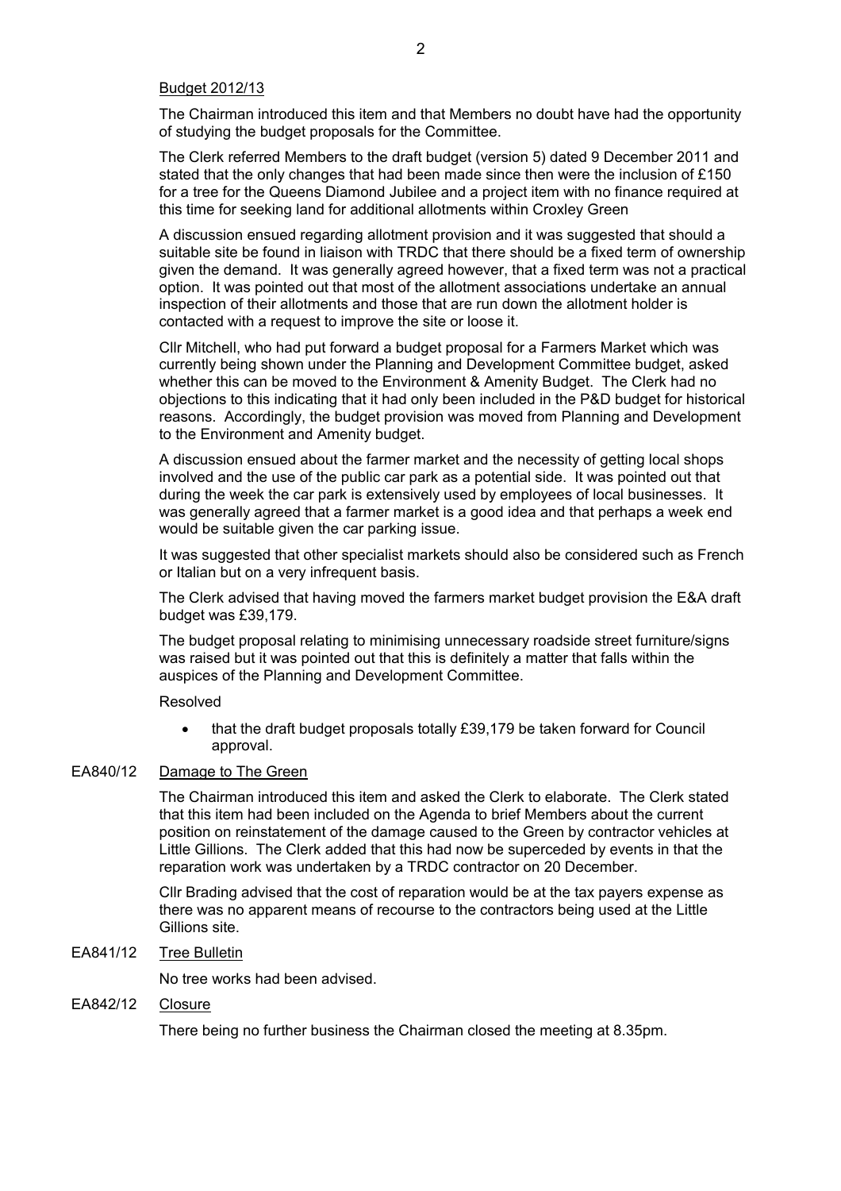Budget 2012/13

The Chairman introduced this item and that Members no doubt have had the opportunity of studying the budget proposals for the Committee.

The Clerk referred Members to the draft budget (version 5) dated 9 December 2011 and stated that the only changes that had been made since then were the inclusion of £150 for a tree for the Queens Diamond Jubilee and a project item with no finance required at this time for seeking land for additional allotments within Croxley Green

A discussion ensued regarding allotment provision and it was suggested that should a suitable site be found in liaison with TRDC that there should be a fixed term of ownership given the demand. It was generally agreed however, that a fixed term was not a practical option. It was pointed out that most of the allotment associations undertake an annual inspection of their allotments and those that are run down the allotment holder is contacted with a request to improve the site or loose it.

Cllr Mitchell, who had put forward a budget proposal for a Farmers Market which was currently being shown under the Planning and Development Committee budget, asked whether this can be moved to the Environment & Amenity Budget. The Clerk had no objections to this indicating that it had only been included in the P&D budget for historical reasons. Accordingly, the budget provision was moved from Planning and Development to the Environment and Amenity budget.

A discussion ensued about the farmer market and the necessity of getting local shops involved and the use of the public car park as a potential side. It was pointed out that during the week the car park is extensively used by employees of local businesses. It was generally agreed that a farmer market is a good idea and that perhaps a week end would be suitable given the car parking issue.

It was suggested that other specialist markets should also be considered such as French or Italian but on a very infrequent basis.

The Clerk advised that having moved the farmers market budget provision the E&A draft budget was £39,179.

The budget proposal relating to minimising unnecessary roadside street furniture/signs was raised but it was pointed out that this is definitely a matter that falls within the auspices of the Planning and Development Committee.

Resolved

- that the draft budget proposals totally £39,179 be taken forward for Council approval.

EA840/12 Damage to The Green

The Chairman introduced this item and asked the Clerk to elaborate. The Clerk stated that this item had been included on the Agenda to brief Members about the current position on reinstatement of the damage caused to the Green by contractor vehicles at Little Gillions. The Clerk added that this had now be superceded by events in that the reparation work was undertaken by a TRDC contractor on 20 December.

Cllr Brading advised that the cost of reparation would be at the tax payers expense as there was no apparent means of recourse to the contractors being used at the Little Gillions site.

EA841/12 Tree Bulletin

No tree works had been advised.

EA842/12 Closure

There being no further business the Chairman closed the meeting at 8.35pm.